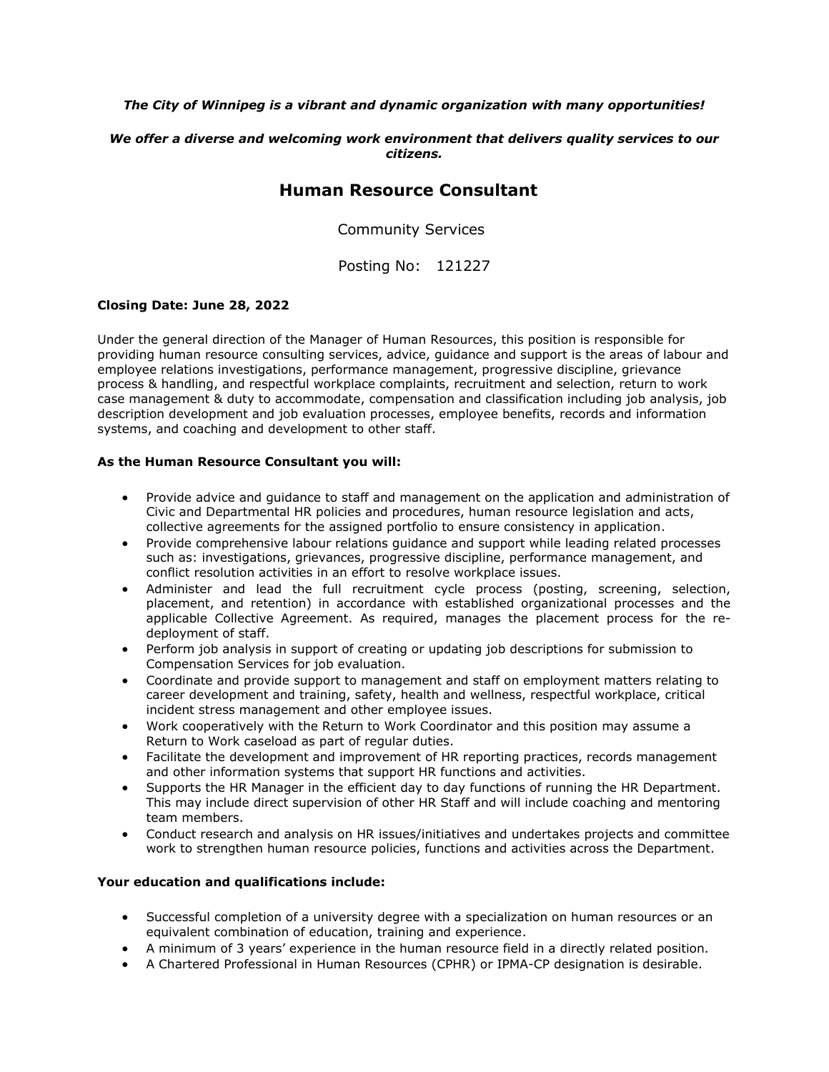***The City of Winnipeg is a vibrant and dynamic organization with many opportunities!***

***We offer a diverse and welcoming work environment that delivers quality services to our citizens.***

# Human Resource Consultant

Community Services

Posting No: 121227

**Closing Date: June 28, 2022**

Under the general direction of the Manager of Human Resources, this position is responsible for providing human resource consulting services, advice, guidance and support is the areas of labour and employee relations investigations, performance management, progressive discipline, grievance process & handling, and respectful workplace complaints, recruitment and selection, return to work case management & duty to accommodate, compensation and classification including job analysis, job description development and job evaluation processes, employee benefits, records and information systems, and coaching and development to other staff.

**As the Human Resource Consultant you will:**

- Provide advice and guidance to staff and management on the application and administration of Civic and Departmental HR policies and procedures, human resource legislation and acts, collective agreements for the assigned portfolio to ensure consistency in application.
- Provide comprehensive labour relations guidance and support while leading related processes such as: investigations, grievances, progressive discipline, performance management, and conflict resolution activities in an effort to resolve workplace issues.
- Administer and lead the full recruitment cycle process (posting, screening, selection, placement, and retention) in accordance with established organizational processes and the applicable Collective Agreement. As required, manages the placement process for the re-deployment of staff.
- Perform job analysis in support of creating or updating job descriptions for submission to Compensation Services for job evaluation.
- Coordinate and provide support to management and staff on employment matters relating to career development and training, safety, health and wellness, respectful workplace, critical incident stress management and other employee issues.
- Work cooperatively with the Return to Work Coordinator and this position may assume a Return to Work caseload as part of regular duties.
- Facilitate the development and improvement of HR reporting practices, records management and other information systems that support HR functions and activities.
- Supports the HR Manager in the efficient day to day functions of running the HR Department. This may include direct supervision of other HR Staff and will include coaching and mentoring team members.
- Conduct research and analysis on HR issues/initiatives and undertakes projects and committee work to strengthen human resource policies, functions and activities across the Department.

**Your education and qualifications include:**

- Successful completion of a university degree with a specialization on human resources or an equivalent combination of education, training and experience.
- A minimum of 3 years' experience in the human resource field in a directly related position.
- A Chartered Professional in Human Resources (CPHR) or IPMA-CP designation is desirable.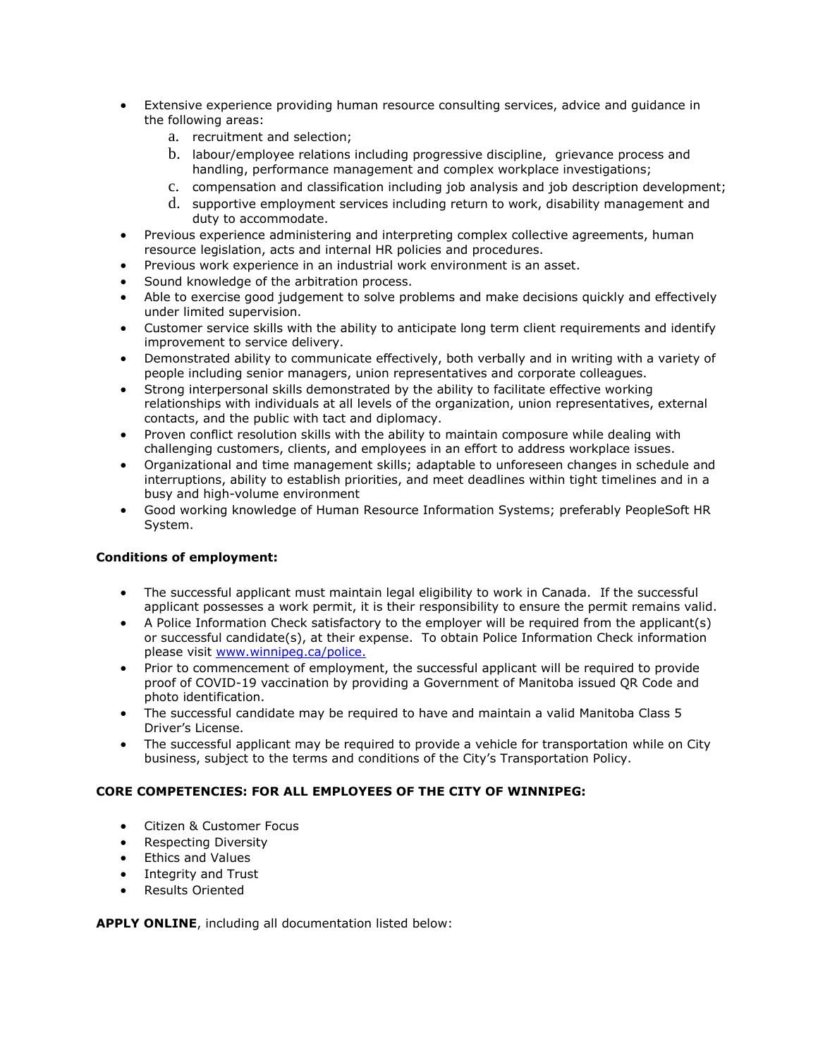- Extensive experience providing human resource consulting services, advice and guidance in the following areas:
    a. recruitment and selection;
    b. labour/employee relations including progressive discipline, grievance process and handling, performance management and complex workplace investigations;
    c. compensation and classification including job analysis and job description development;
    d. supportive employment services including return to work, disability management and duty to accommodate.
- Previous experience administering and interpreting complex collective agreements, human resource legislation, acts and internal HR policies and procedures.
- Previous work experience in an industrial work environment is an asset.
- Sound knowledge of the arbitration process.
- Able to exercise good judgement to solve problems and make decisions quickly and effectively under limited supervision.
- Customer service skills with the ability to anticipate long term client requirements and identify improvement to service delivery.
- Demonstrated ability to communicate effectively, both verbally and in writing with a variety of people including senior managers, union representatives and corporate colleagues.
- Strong interpersonal skills demonstrated by the ability to facilitate effective working relationships with individuals at all levels of the organization, union representatives, external contacts, and the public with tact and diplomacy.
- Proven conflict resolution skills with the ability to maintain composure while dealing with challenging customers, clients, and employees in an effort to address workplace issues.
- Organizational and time management skills; adaptable to unforeseen changes in schedule and interruptions, ability to establish priorities, and meet deadlines within tight timelines and in a busy and high-volume environment
- Good working knowledge of Human Resource Information Systems; preferably PeopleSoft HR System.

**Conditions of employment:**

- The successful applicant must maintain legal eligibility to work in Canada. If the successful applicant possesses a work permit, it is their responsibility to ensure the permit remains valid.
- A Police Information Check satisfactory to the employer will be required from the applicant(s) or successful candidate(s), at their expense. To obtain Police Information Check information please visit [www.winnipeg.ca/police.](http://www.winnipeg.ca/police)
- Prior to commencement of employment, the successful applicant will be required to provide proof of COVID-19 vaccination by providing a Government of Manitoba issued QR Code and photo identification.
- The successful candidate may be required to have and maintain a valid Manitoba Class 5 Driver's License.
- The successful applicant may be required to provide a vehicle for transportation while on City business, subject to the terms and conditions of the City's Transportation Policy.

**CORE COMPETENCIES: FOR ALL EMPLOYEES OF THE CITY OF WINNIPEG:**

- Citizen & Customer Focus
- Respecting Diversity
- Ethics and Values
- Integrity and Trust
- Results Oriented

**APPLY ONLINE**, including all documentation listed below: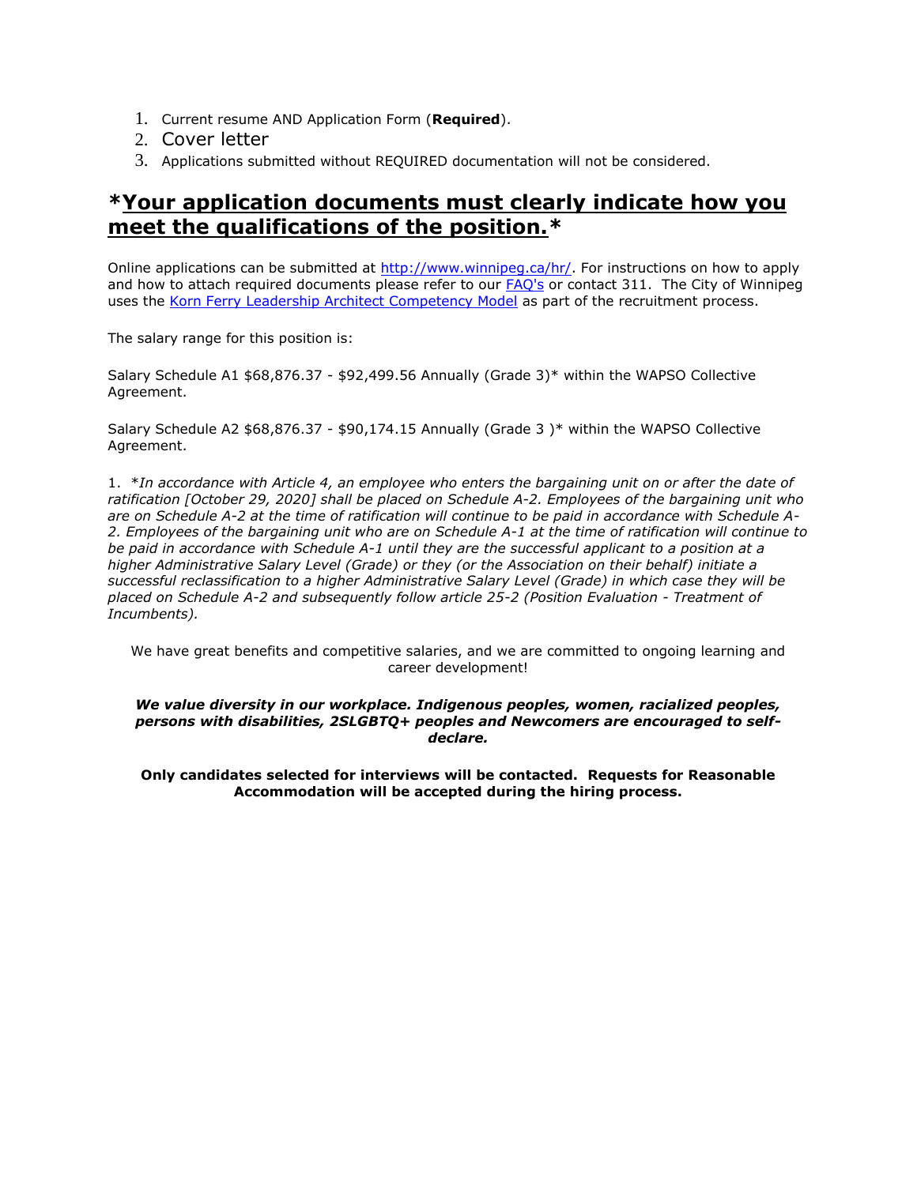1. Current resume AND Application Form (**Required**).
2. Cover letter
3. Applications submitted without REQUIRED documentation will not be considered.

## ***Your application documents must clearly indicate how you meet the qualifications of the position.***

Online applications can be submitted at http://www.winnipeg.ca/hr/. For instructions on how to apply and how to attach required documents please refer to our FAQ's or contact 311. The City of Winnipeg uses the Korn Ferry Leadership Architect Competency Model as part of the recruitment process.

The salary range for this position is:

Salary Schedule A1 $68,876.37 - $92,499.56 Annually (Grade 3)* within the WAPSO Collective Agreement.

Salary Schedule A2 $68,876.37 - $90,174.15 Annually (Grade 3 )* within the WAPSO Collective Agreement.

1. **In accordance with Article 4, an employee who enters the bargaining unit on or after the date of ratification [October 29, 2020] shall be placed on Schedule A-2. Employees of the bargaining unit who are on Schedule A-2 at the time of ratification will continue to be paid in accordance with Schedule A-2. Employees of the bargaining unit who are on Schedule A-1 at the time of ratification will continue to be paid in accordance with Schedule A-1 until they are the successful applicant to a position at a higher Administrative Salary Level (Grade) or they (or the Association on their behalf) initiate a successful reclassification to a higher Administrative Salary Level (Grade) in which case they will be placed on Schedule A-2 and subsequently follow article 25-2 (Position Evaluation - Treatment of Incumbents).*

We have great benefits and competitive salaries, and we are committed to ongoing learning and career development!

***We value diversity in our workplace. Indigenous peoples, women, racialized peoples, persons with disabilities, 2SLGBTQ+ peoples and Newcomers are encouraged to self-declare.***

**Only candidates selected for interviews will be contacted. Requests for Reasonable Accommodation will be accepted during the hiring process.**